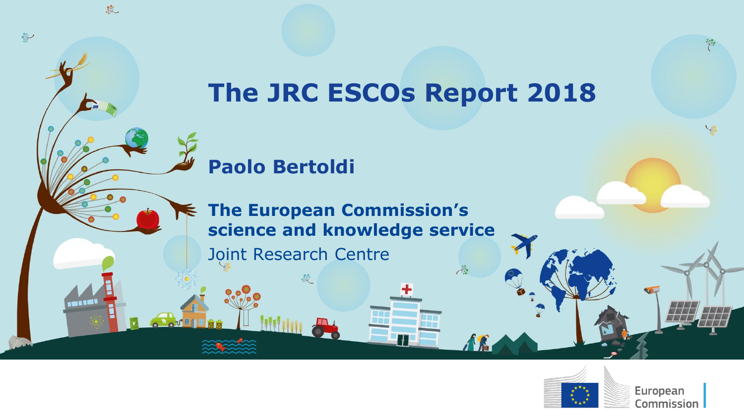# The JRC ESCOs Report 2018

**Paolo Bertoldi**

**The European Commission's science and knowledge service**

Joint Research Centre

European Commission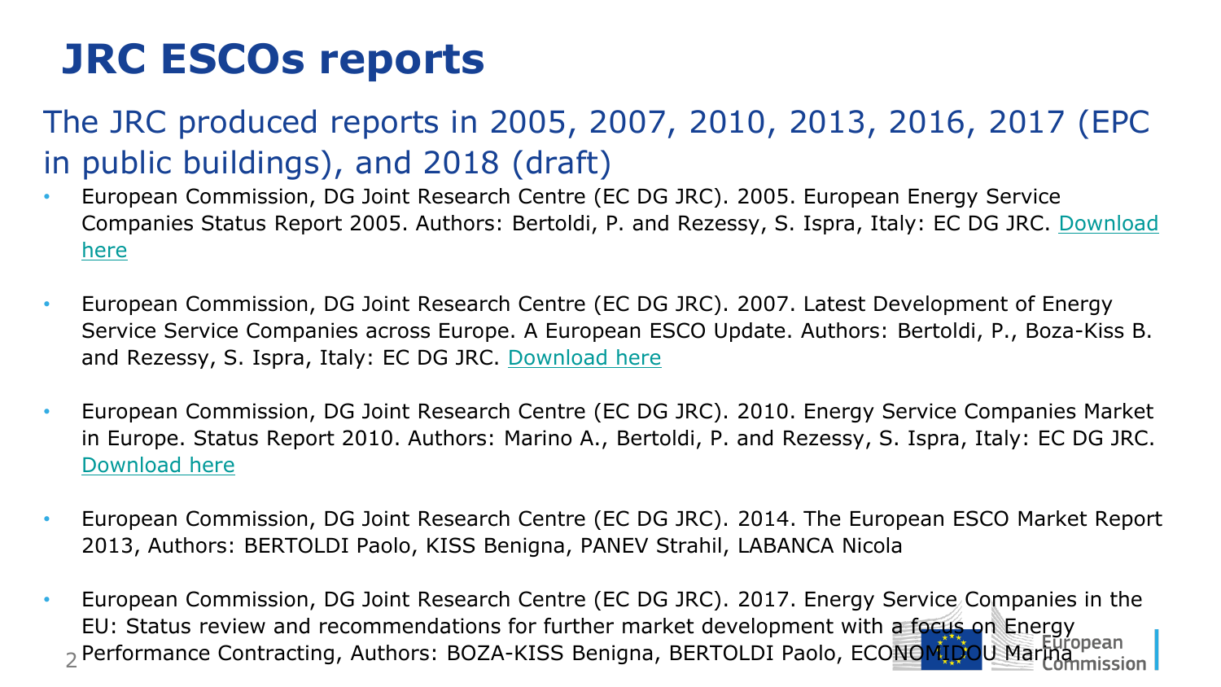# JRC ESCOs reports

## The JRC produced reports in 2005, 2007, 2010, 2013, 2016, 2017 (EPC in public buildings), and 2018 (draft)

- European Commission, DG Joint Research Centre (EC DG JRC). 2005. European Energy Service Companies Status Report 2005. Authors: Bertoldi, P. and Rezessy, S. Ispra, Italy: EC DG JRC. Download here

- European Commission, DG Joint Research Centre (EC DG JRC). 2007. Latest Development of Energy Service Service Companies across Europe. A European ESCO Update. Authors: Bertoldi, P., Boza-Kiss B. and Rezessy, S. Ispra, Italy: EC DG JRC. Download here

- European Commission, DG Joint Research Centre (EC DG JRC). 2010. Energy Service Companies Market in Europe. Status Report 2010. Authors: Marino A., Bertoldi, P. and Rezessy, S. Ispra, Italy: EC DG JRC. Download here

- European Commission, DG Joint Research Centre (EC DG JRC). 2014. The European ESCO Market Report 2013, Authors: BERTOLDI Paolo, KISS Benigna, PANEV Strahil, LABANCA Nicola

- European Commission, DG Joint Research Centre (EC DG JRC). 2017. Energy Service Companies in the EU: Status review and recommendations for further market development with a focus on Energy Performance Contracting, Authors: BOZA-KISS Benigna, BERTOLDI Paolo, ECONOMIDOU Marina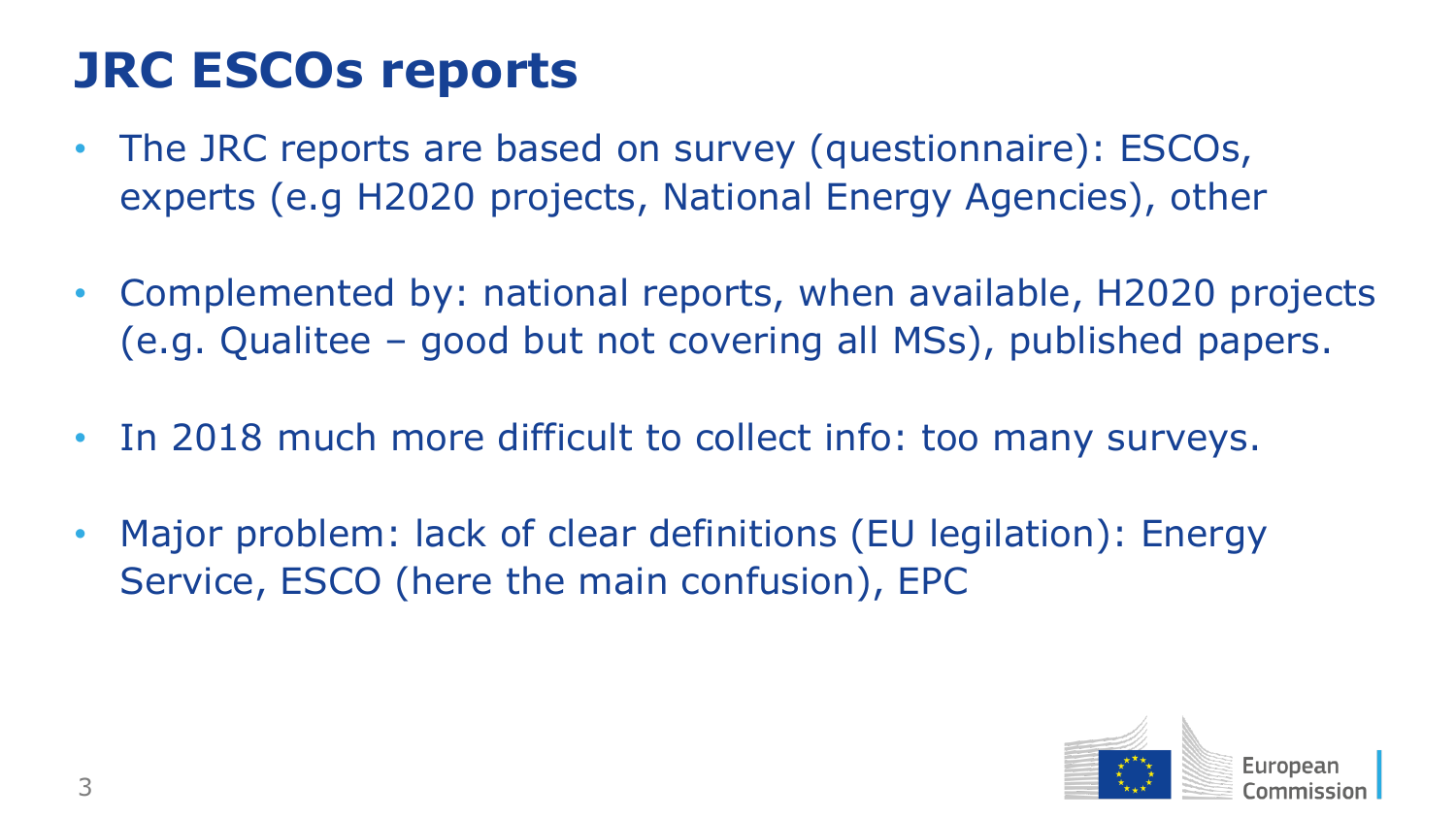# JRC ESCOs reports

- The JRC reports are based on survey (questionnaire): ESCOs, experts (e.g H2020 projects, National Energy Agencies), other
- Complemented by: national reports, when available, H2020 projects (e.g. Qualitee – good but not covering all MSs), published papers.
- In 2018 much more difficult to collect info: too many surveys.
- Major problem: lack of clear definitions (EU legilation): Energy Service, ESCO (here the main confusion), EPC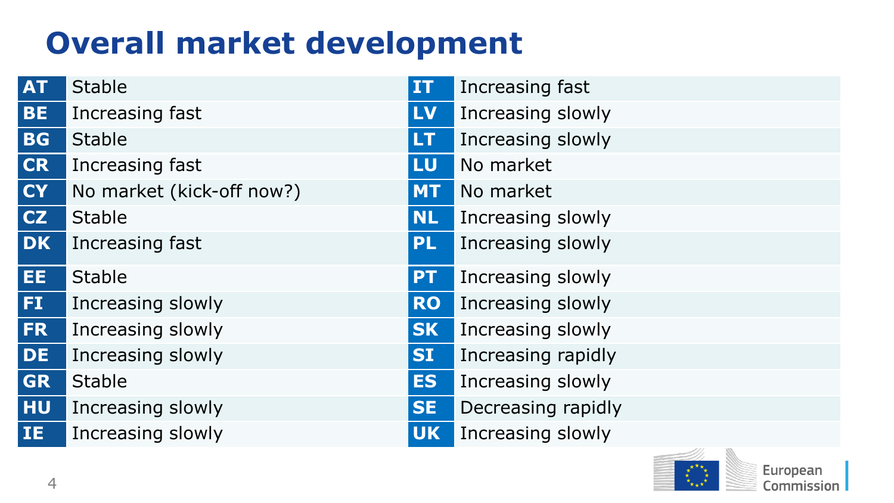# Overall market development

| Country | Development | Country | Development |
|---|---|---|---|
| **AT** | Stable | **IT** | Increasing fast |
| **BE** | Increasing fast | **LV** | Increasing slowly |
| **BG** | Stable | **LT** | Increasing slowly |
| **CR** | Increasing fast | **LU** | No market |
| **CY** | No market (kick-off now?) | **MT** | No market |
| **CZ** | Stable | **NL** | Increasing slowly |
| **DK** | Increasing fast | **PL** | Increasing slowly |
| **EE** | Stable | **PT** | Increasing slowly |
| **FI** | Increasing slowly | **RO** | Increasing slowly |
| **FR** | Increasing slowly | **SK** | Increasing slowly |
| **DE** | Increasing slowly | **SI** | Increasing rapidly |
| **GR** | Stable | **ES** | Increasing slowly |
| **HU** | Increasing slowly | **SE** | Decreasing rapidly |
| **IE** | Increasing slowly | **UK** | Increasing slowly |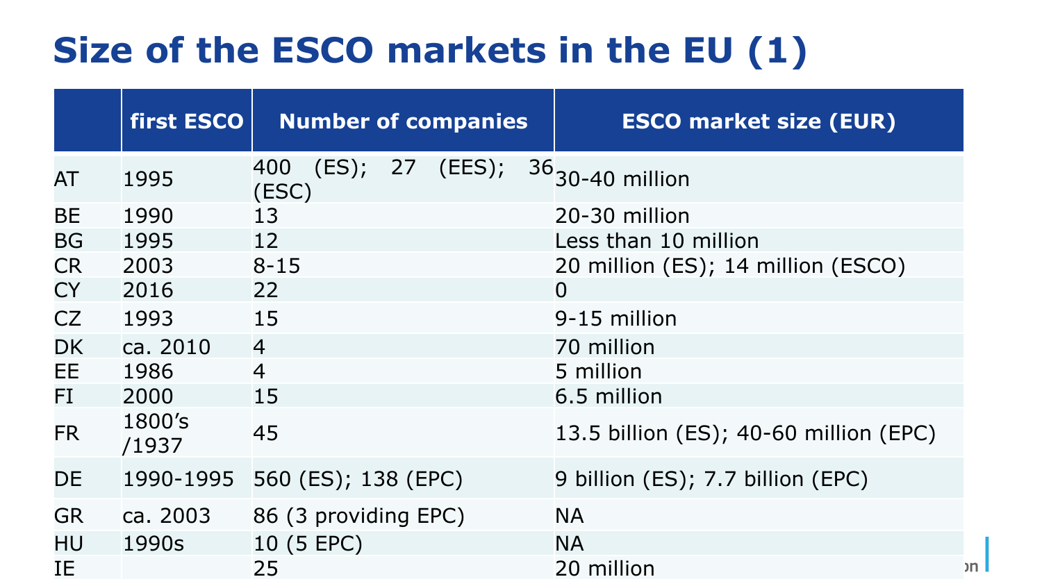# Size of the ESCO markets in the EU (1)

| | first ESCO | Number of companies | ESCO market size (EUR) |
|---|---|---|---|
| AT | 1995 | 400 (ES); 27 (EES); 36 (ESC) | 30-40 million |
| BE | 1990 | 13 | 20-30 million |
| BG | 1995 | 12 | Less than 10 million |
| CR | 2003 | 8-15 | 20 million (ES); 14 million (ESCO) |
| CY | 2016 | 22 | 0 |
| CZ | 1993 | 15 | 9-15 million |
| DK | ca. 2010 | 4 | 70 million |
| EE | 1986 | 4 | 5 million |
| FI | 2000 | 15 | 6.5 million |
| FR | 1800's /1937 | 45 | 13.5 billion (ES); 40-60 million (EPC) |
| DE | 1990-1995 | 560 (ES); 138 (EPC) | 9 billion (ES); 7.7 billion (EPC) |
| GR | ca. 2003 | 86 (3 providing EPC) | NA |
| HU | 1990s | 10 (5 EPC) | NA |
| IE | | 25 | 20 million |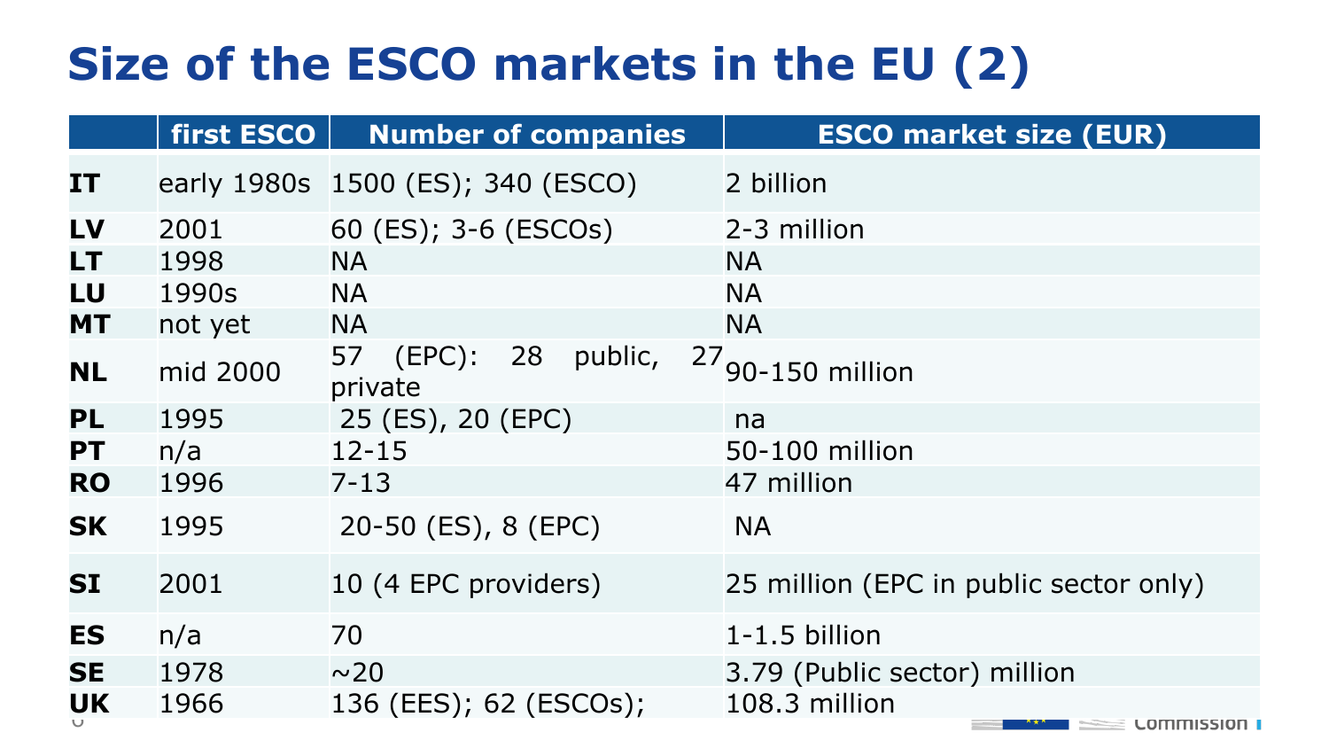# Size of the ESCO markets in the EU (2)

| | first ESCO | Number of companies | ESCO market size (EUR) |
|---|---|---|---|
| **IT** | early 1980s | 1500 (ES); 340 (ESCO) | 2 billion |
| **LV** | 2001 | 60 (ES); 3-6 (ESCOs) | 2-3 million |
| **LT** | 1998 | NA | NA |
| **LU** | 1990s | NA | NA |
| **MT** | not yet | NA | NA |
| **NL** | mid 2000 | 57 (EPC): 28 public, 27 private | 90-150 million |
| **PL** | 1995 | 25 (ES), 20 (EPC) | na |
| **PT** | n/a | 12-15 | 50-100 million |
| **RO** | 1996 | 7-13 | 47 million |
| **SK** | 1995 | 20-50 (ES), 8 (EPC) | NA |
| **SI** | 2001 | 10 (4 EPC providers) | 25 million (EPC in public sector only) |
| **ES** | n/a | 70 | 1-1.5 billion |
| **SE** | 1978 | ~20 | 3.79 (Public sector) million |
| **UK** | 1966 | 136 (EES); 62 (ESCOs); | 108.3 million |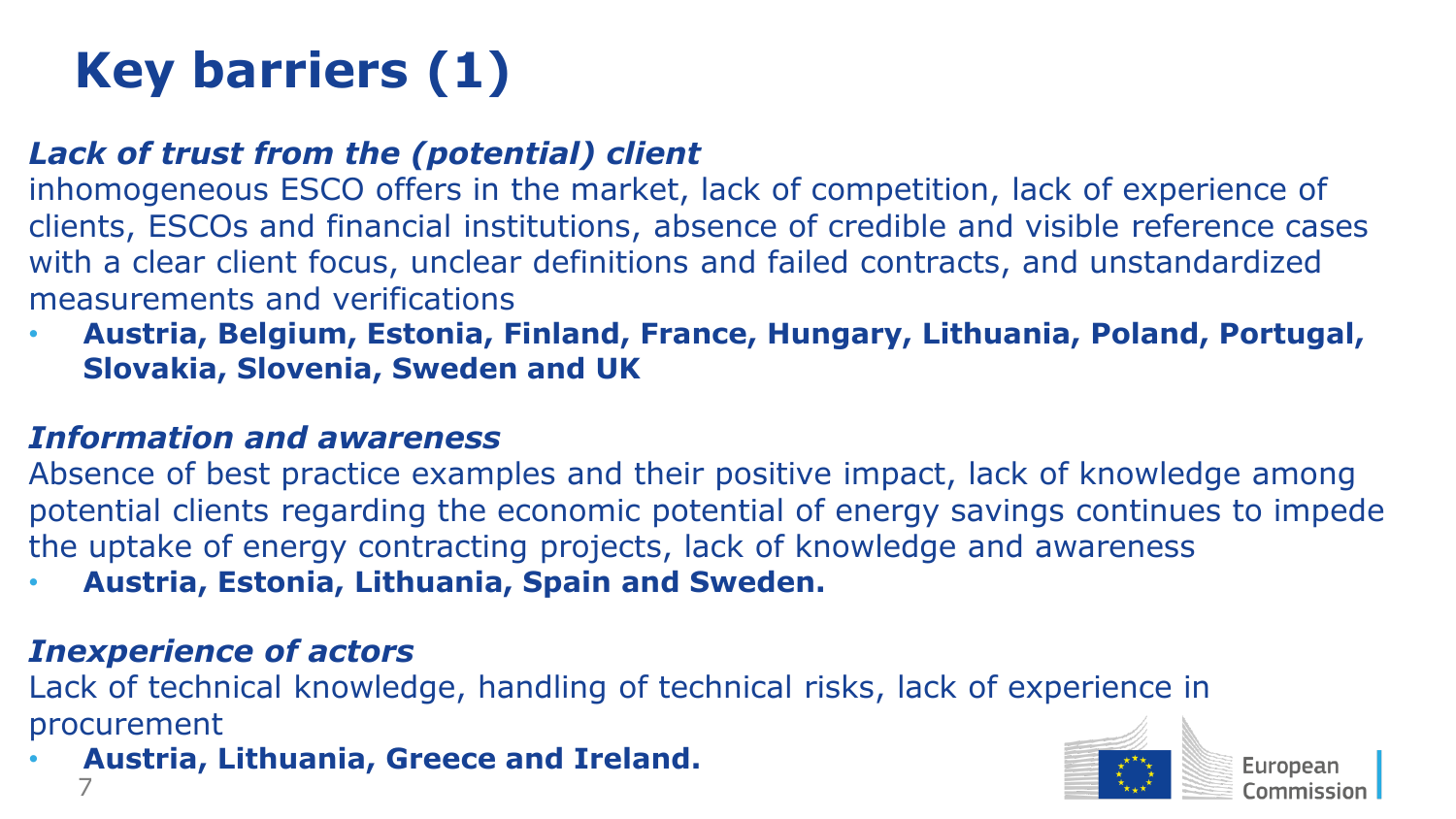# Key barriers (1)

***Lack of trust from the (potential) client***

inhomogeneous ESCO offers in the market, lack of competition, lack of experience of clients, ESCOs and financial institutions, absence of credible and visible reference cases with a clear client focus, unclear definitions and failed contracts, and unstandardized measurements and verifications

- **Austria, Belgium, Estonia, Finland, France, Hungary, Lithuania, Poland, Portugal, Slovakia, Slovenia, Sweden and UK**

***Information and awareness***

Absence of best practice examples and their positive impact, lack of knowledge among potential clients regarding the economic potential of energy savings continues to impede the uptake of energy contracting projects, lack of knowledge and awareness

- **Austria, Estonia, Lithuania, Spain and Sweden.**

***Inexperience of actors***

Lack of technical knowledge, handling of technical risks, lack of experience in procurement

- **Austria, Lithuania, Greece and Ireland.**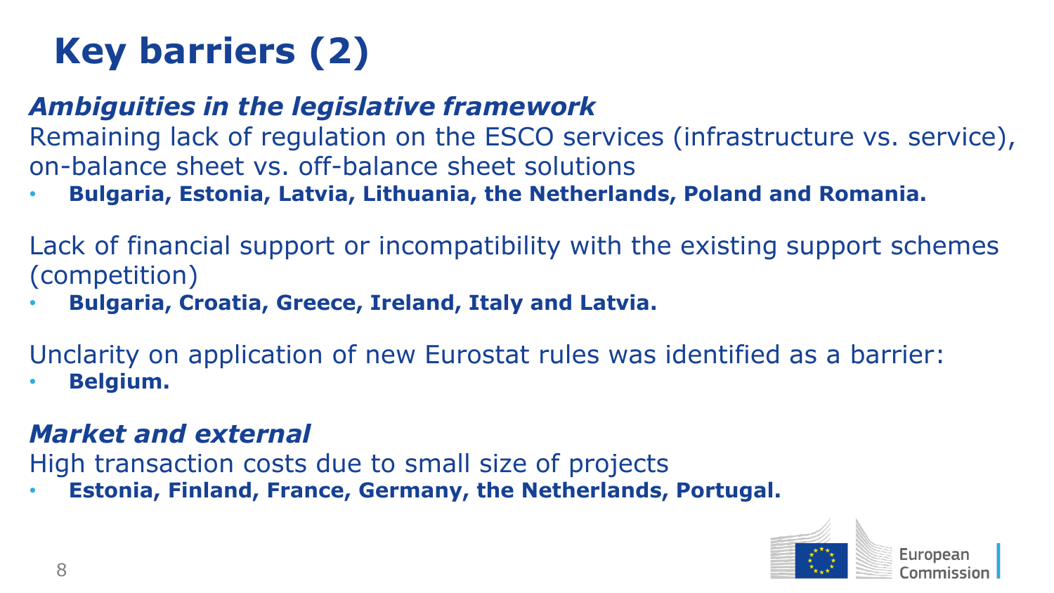# Key barriers (2)

***Ambiguities in the legislative framework***

Remaining lack of regulation on the ESCO services (infrastructure vs. service), on-balance sheet vs. off-balance sheet solutions

- **Bulgaria, Estonia, Latvia, Lithuania, the Netherlands, Poland and Romania.**

Lack of financial support or incompatibility with the existing support schemes (competition)

- **Bulgaria, Croatia, Greece, Ireland, Italy and Latvia.**

Unclarity on application of new Eurostat rules was identified as a barrier:

- **Belgium.**

***Market and external***

High transaction costs due to small size of projects

- **Estonia, Finland, France, Germany, the Netherlands, Portugal.**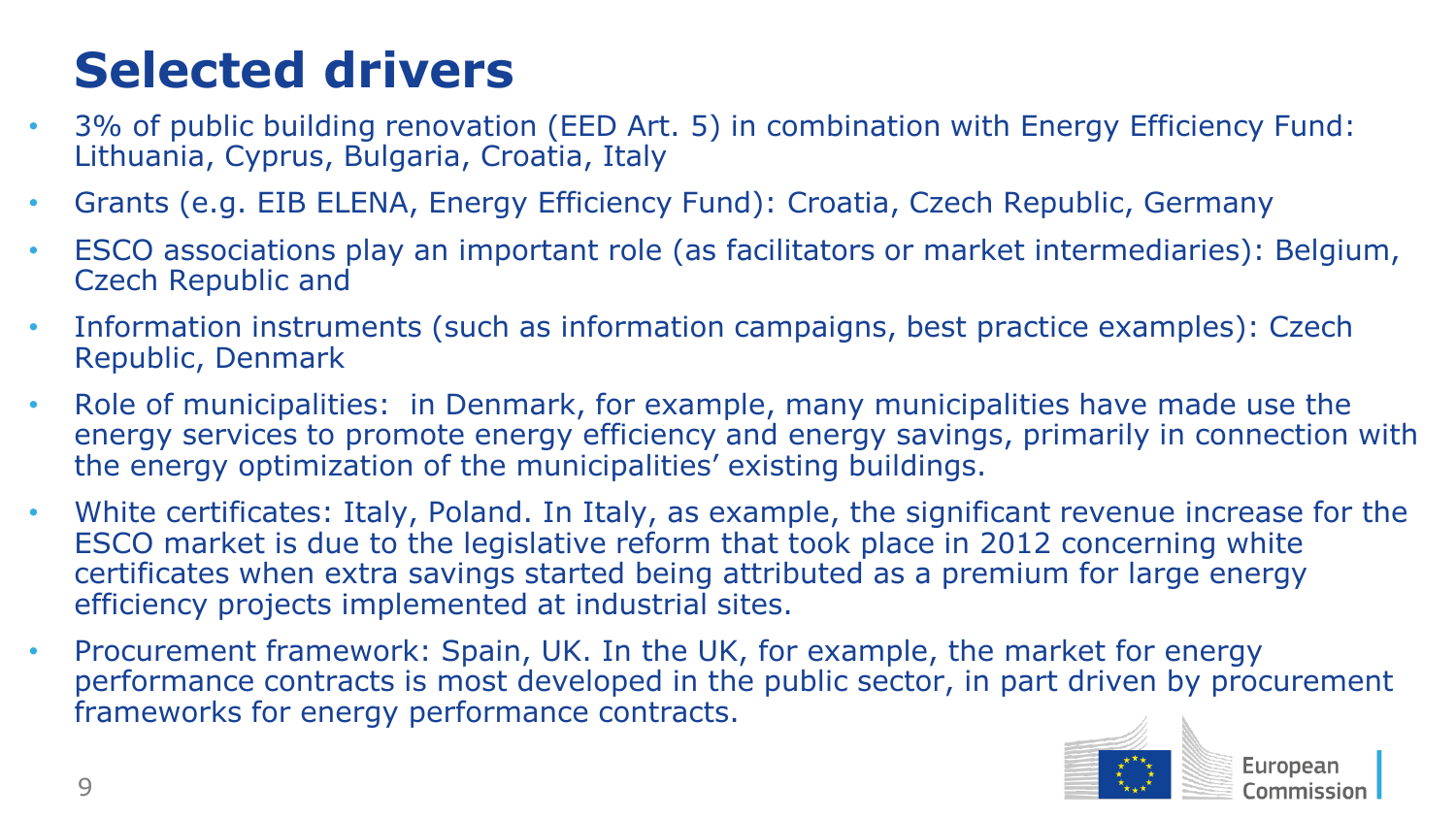# Selected drivers

- 3% of public building renovation (EED Art. 5) in combination with Energy Efficiency Fund: Lithuania, Cyprus, Bulgaria, Croatia, Italy
- Grants (e.g. EIB ELENA, Energy Efficiency Fund): Croatia, Czech Republic, Germany
- ESCO associations play an important role (as facilitators or market intermediaries): Belgium, Czech Republic and
- Information instruments (such as information campaigns, best practice examples): Czech Republic, Denmark
- Role of municipalities:  in Denmark, for example, many municipalities have made use the energy services to promote energy efficiency and energy savings, primarily in connection with the energy optimization of the municipalities' existing buildings.
- White certificates: Italy, Poland. In Italy, as example, the significant revenue increase for the ESCO market is due to the legislative reform that took place in 2012 concerning white certificates when extra savings started being attributed as a premium for large energy efficiency projects implemented at industrial sites.
- Procurement framework: Spain, UK. In the UK, for example, the market for energy performance contracts is most developed in the public sector, in part driven by procurement frameworks for energy performance contracts.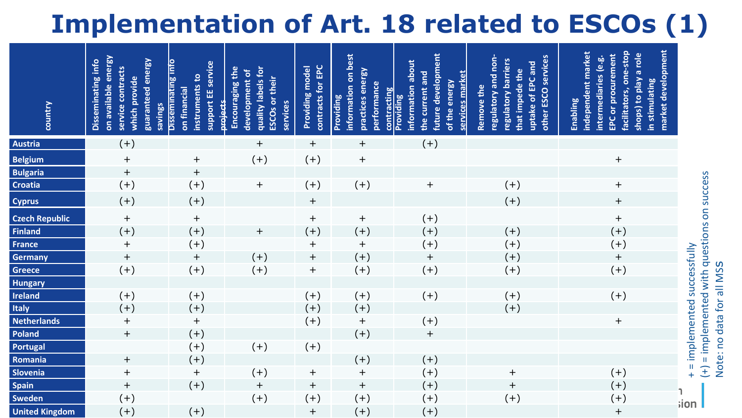# Implementation of Art. 18 related to ESCOs (1)

| country | Disseminating info on available energy service contracts which provide guaranteed energy savings | Disseminating info on financial instruments to support EE service projects | Encouraging the development of quality labels for ESCOs or their services | Providing model contracts for EPC | Providing information on best practices energy performance contracting | Providing information about the current and future development of the energy services market | Remove the regulatory and non-regulatory barriers that impede the uptake of EPC and other ESCO services | Enabling independent market intermediaries (e.g. EPC or procurement facilitators, one-stop shops) to play a role in stimulating market development |
|---|---|---|---|---|---|---|---|---|
| Austria | (+) | | + | + | + | (+) | | |
| Belgium | + | + | (+) | (+) | + | | | + |
| Bulgaria | + | + | | | | | | |
| Croatia | (+) | (+) | + | (+) | (+) | + | (+) | + |
| Cyprus | (+) | (+) | | + | | | (+) | + |
| Czech Republic | + | + | | + | + | (+) | | + |
| Finland | (+) | (+) | + | (+) | (+) | (+) | (+) | (+) |
| France | + | (+) | | + | + | (+) | (+) | (+) |
| Germany | + | + | (+) | + | (+) | + | (+) | + |
| Greece | (+) | (+) | (+) | + | (+) | (+) | (+) | (+) |
| Hungary | | | | | | | | |
| Ireland | (+) | (+) | | (+) | (+) | (+) | (+) | (+) |
| Italy | (+) | (+) | | (+) | (+) | | (+) | |
| Netherlands | + | + | | (+) | + | (+) | | + |
| Poland | + | (+) | | | (+) | + | | |
| Portugal | | (+) | (+) | (+) | | | | |
| Romania | + | (+) | | | (+) | (+) | | |
| Slovenia | + | + | (+) | + | + | (+) | + | (+) |
| Spain | + | (+) | + | + | + | (+) | + | (+) |
| Sweden | (+) | | (+) | (+) | (+) | (+) | (+) | (+) |
| United Kingdom | (+) | (+) | | + | (+) | (+) | | + |

+ = implemented successfully
(+) = implemented with questions on success
Note: no data for all MSS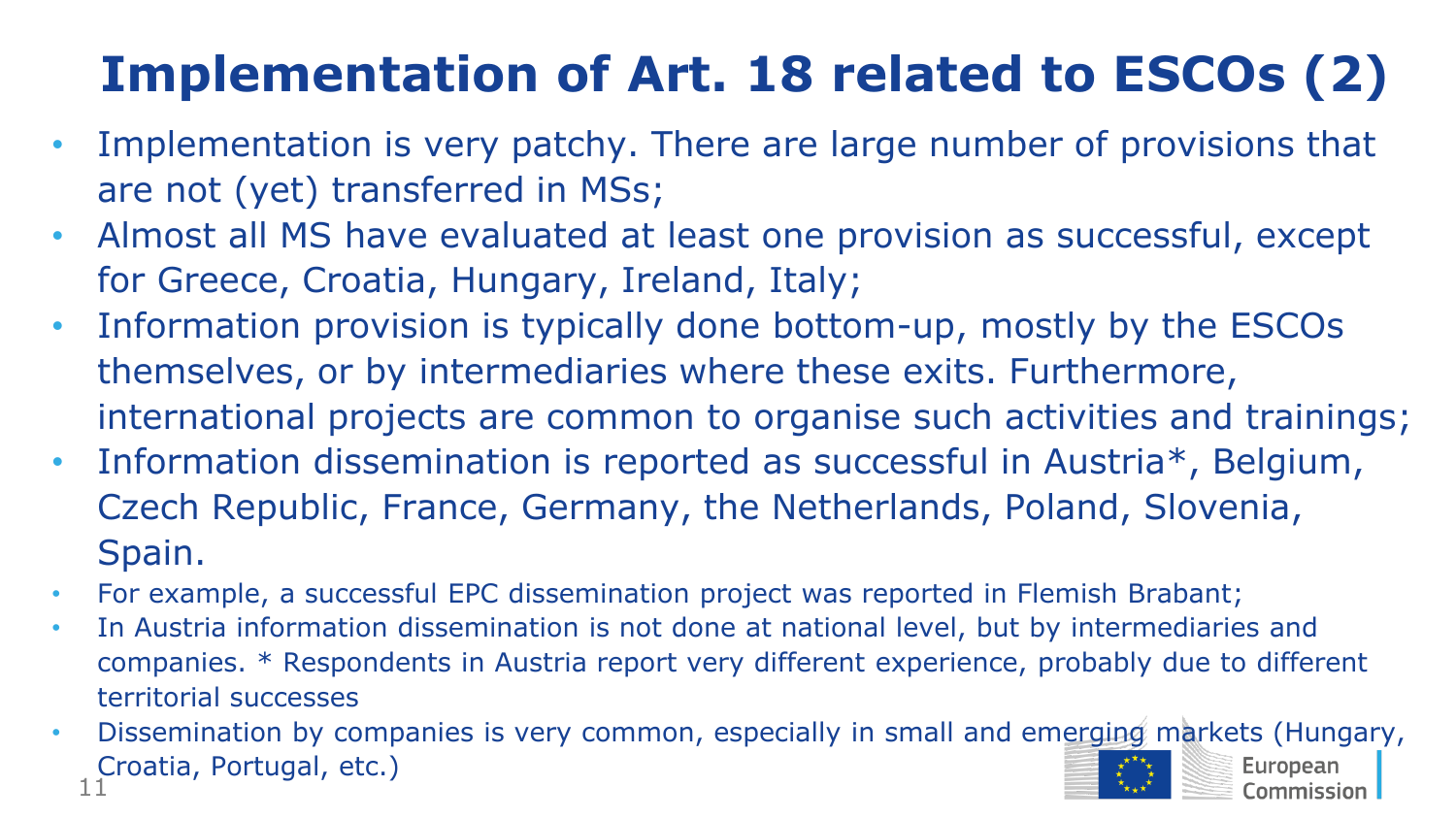# Implementation of Art. 18 related to ESCOs (2)

- Implementation is very patchy. There are large number of provisions that are not (yet) transferred in MSs;
- Almost all MS have evaluated at least one provision as successful, except for Greece, Croatia, Hungary, Ireland, Italy;
- Information provision is typically done bottom-up, mostly by the ESCOs themselves, or by intermediaries where these exits. Furthermore, international projects are common to organise such activities and trainings;
- Information dissemination is reported as successful in Austria*, Belgium, Czech Republic, France, Germany, the Netherlands, Poland, Slovenia, Spain.
- For example, a successful EPC dissemination project was reported in Flemish Brabant;
- In Austria information dissemination is not done at national level, but by intermediaries and companies. * Respondents in Austria report very different experience, probably due to different territorial successes
- Dissemination by companies is very common, especially in small and emerging markets (Hungary, Croatia, Portugal, etc.)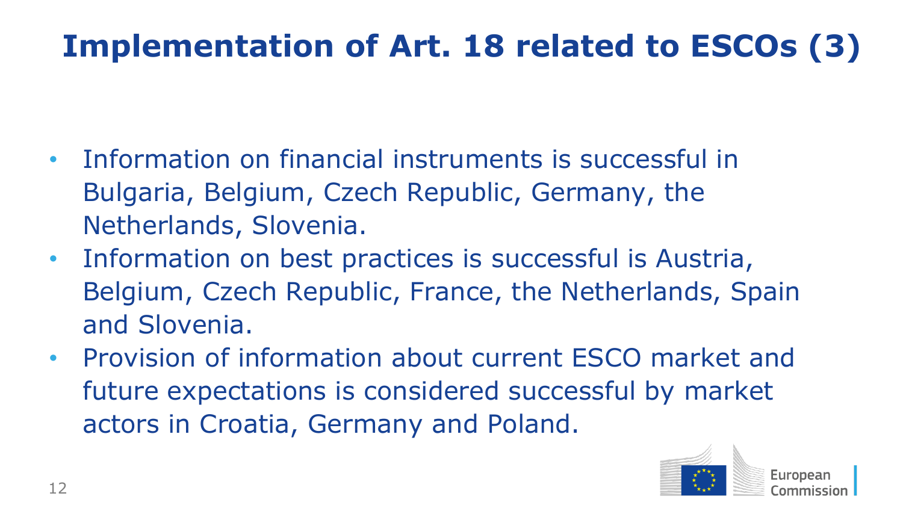# Implementation of Art. 18 related to ESCOs (3)

- Information on financial instruments is successful in Bulgaria, Belgium, Czech Republic, Germany, the Netherlands, Slovenia.
- Information on best practices is successful is Austria, Belgium, Czech Republic, France, the Netherlands, Spain and Slovenia.
- Provision of information about current ESCO market and future expectations is considered successful by market actors in Croatia, Germany and Poland.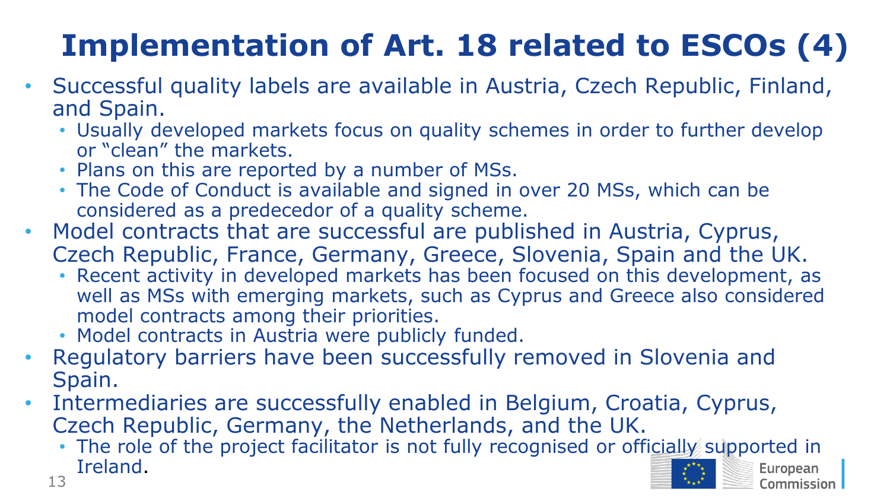# Implementation of Art. 18 related to ESCOs (4)

- Successful quality labels are available in Austria, Czech Republic, Finland, and Spain.
  - Usually developed markets focus on quality schemes in order to further develop or "clean" the markets.
  - Plans on this are reported by a number of MSs.
  - The Code of Conduct is available and signed in over 20 MSs, which can be considered as a predecedor of a quality scheme.
- Model contracts that are successful are published in Austria, Cyprus, Czech Republic, France, Germany, Greece, Slovenia, Spain and the UK.
  - Recent activity in developed markets has been focused on this development, as well as MSs with emerging markets, such as Cyprus and Greece also considered model contracts among their priorities.
  - Model contracts in Austria were publicly funded.
- Regulatory barriers have been successfully removed in Slovenia and Spain.
- Intermediaries are successfully enabled in Belgium, Croatia, Cyprus, Czech Republic, Germany, the Netherlands, and the UK.
  - The role of the project facilitator is not fully recognised or officially supported in Ireland.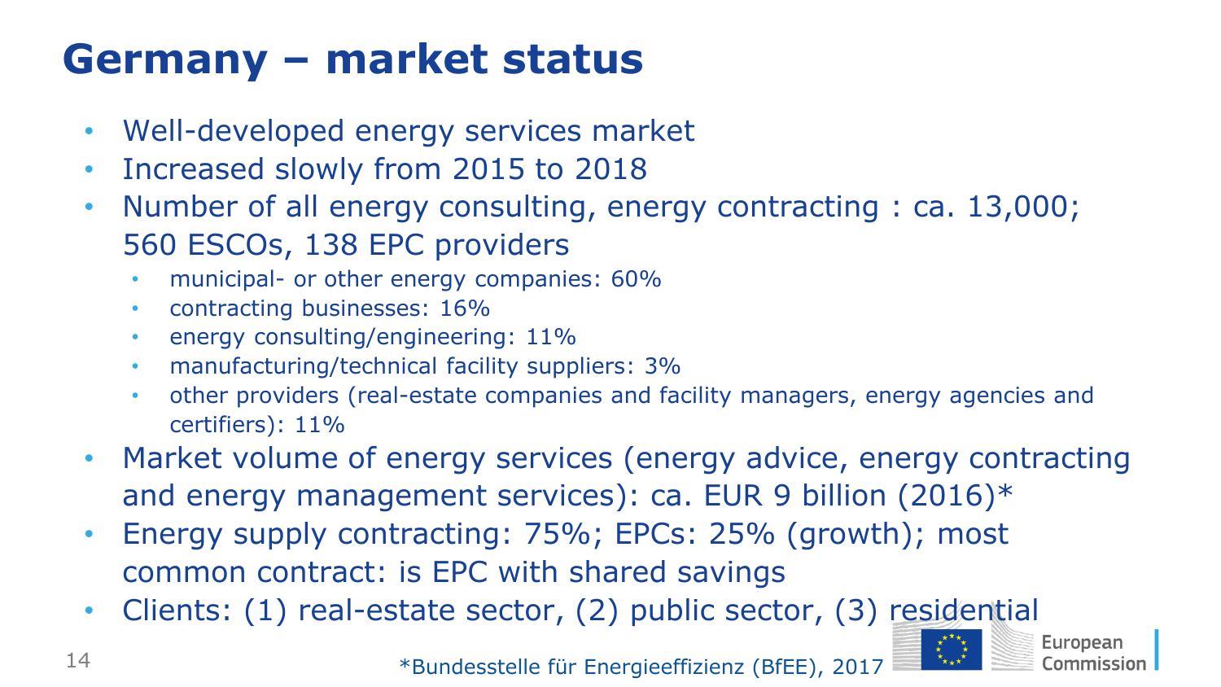# Germany – market status

- Well-developed energy services market
- Increased slowly from 2015 to 2018
- Number of all energy consulting, energy contracting : ca. 13,000; 560 ESCOs, 138 EPC providers
  - municipal- or other energy companies: 60%
  - contracting businesses: 16%
  - energy consulting/engineering: 11%
  - manufacturing/technical facility suppliers: 3%
  - other providers (real-estate companies and facility managers, energy agencies and certifiers): 11%
- Market volume of energy services (energy advice, energy contracting and energy management services): ca. EUR 9 billion (2016)*
- Energy supply contracting: 75%; EPCs: 25% (growth); most common contract: is EPC with shared savings
- Clients: (1) real-estate sector, (2) public sector, (3) residential

*Bundesstelle für Energieeffizienz (BfEE), 2017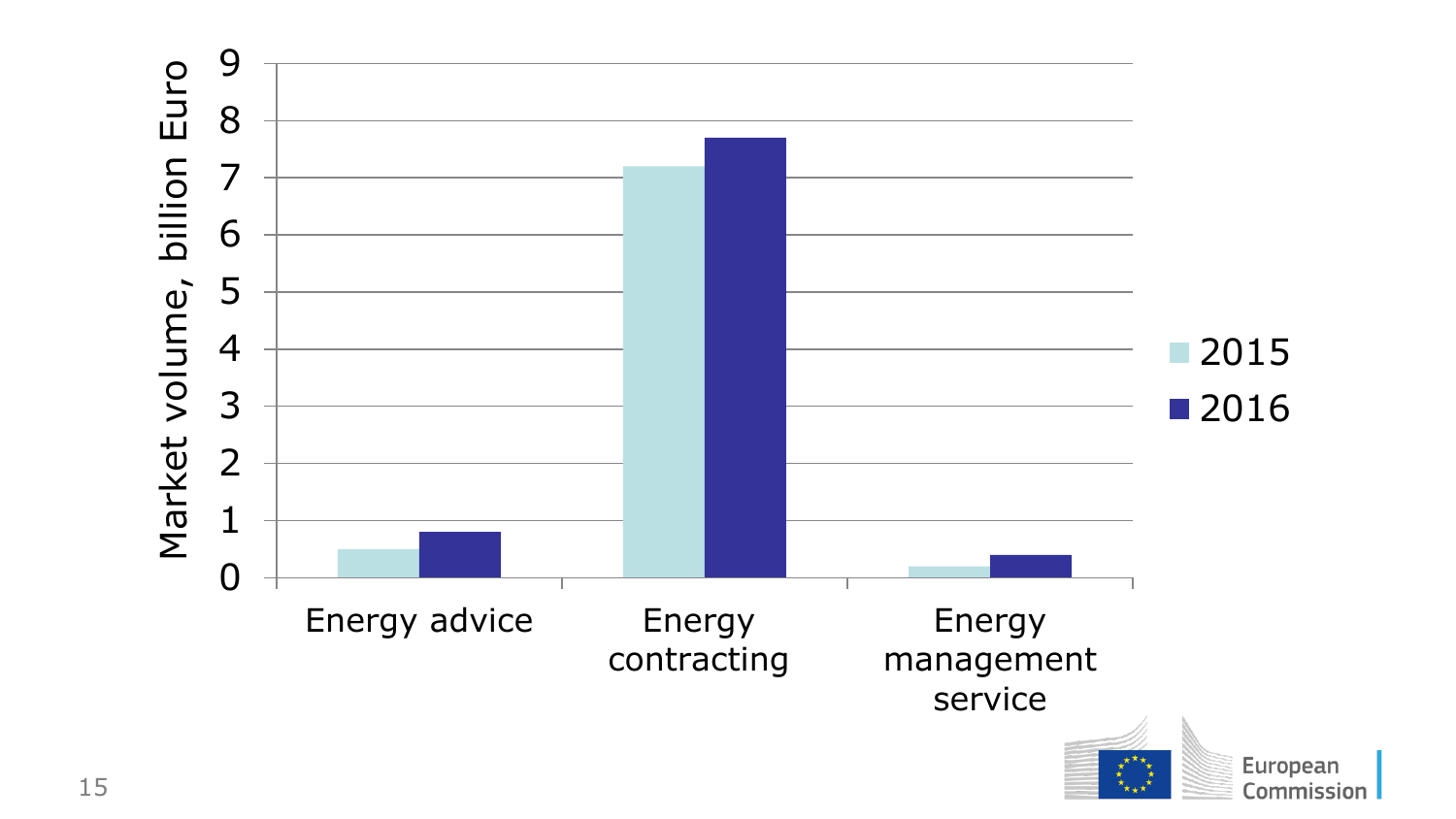Market volume, billion Euro

9
8
7
6
5
4
3
2
1
0

Energy advice

Energy contracting

Energy management service

2015
2016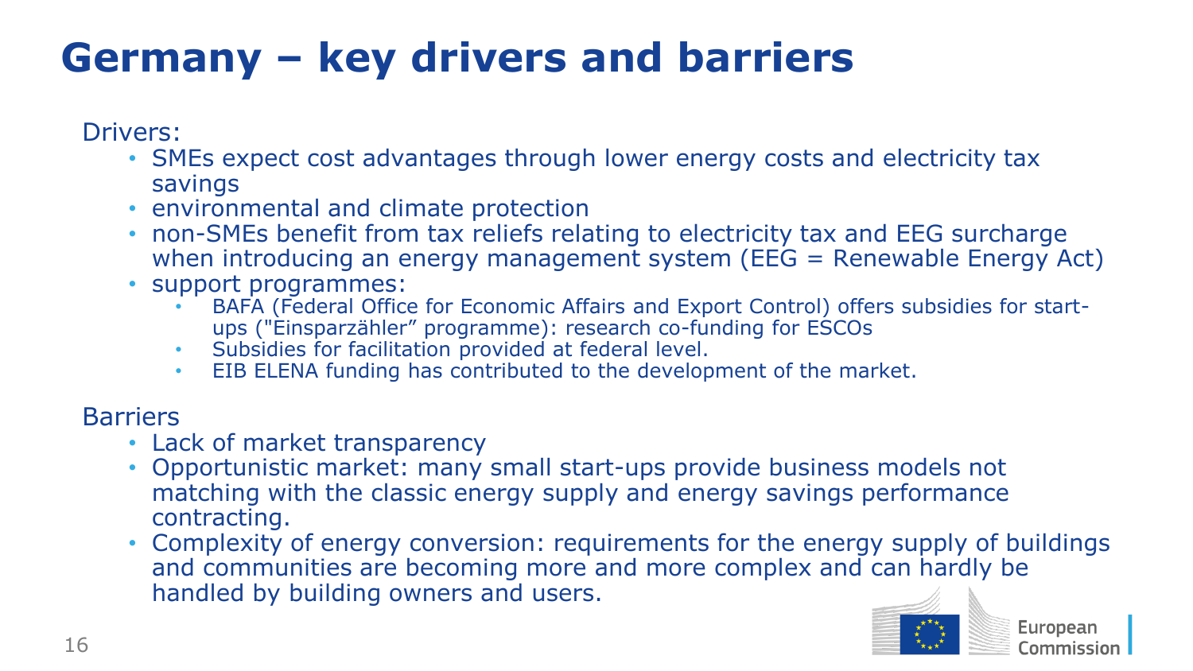# Germany – key drivers and barriers

Drivers:

- SMEs expect cost advantages through lower energy costs and electricity tax savings
- environmental and climate protection
- non-SMEs benefit from tax reliefs relating to electricity tax and EEG surcharge when introducing an energy management system (EEG = Renewable Energy Act)
- support programmes:
  - BAFA (Federal Office for Economic Affairs and Export Control) offers subsidies for start-ups ("Einsparzähler" programme): research co-funding for ESCOs
  - Subsidies for facilitation provided at federal level.
  - EIB ELENA funding has contributed to the development of the market.

Barriers

- Lack of market transparency
- Opportunistic market: many small start-ups provide business models not matching with the classic energy supply and energy savings performance contracting.
- Complexity of energy conversion: requirements for the energy supply of buildings and communities are becoming more and more complex and can hardly be handled by building owners and users.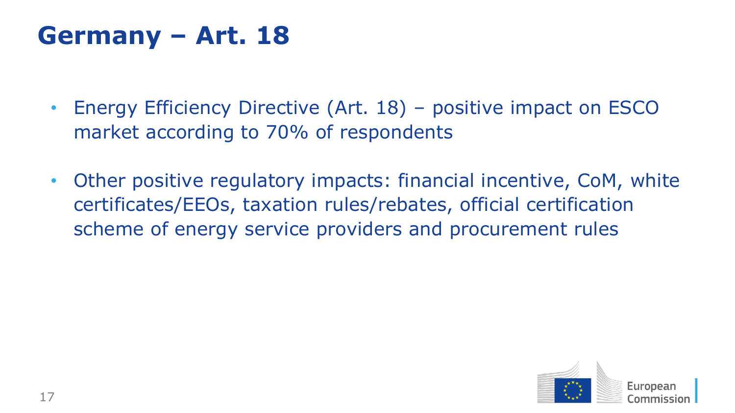# Germany – Art. 18

- Energy Efficiency Directive (Art. 18) – positive impact on ESCO market according to 70% of respondents
- Other positive regulatory impacts: financial incentive, CoM, white certificates/EEOs, taxation rules/rebates, official certification scheme of energy service providers and procurement rules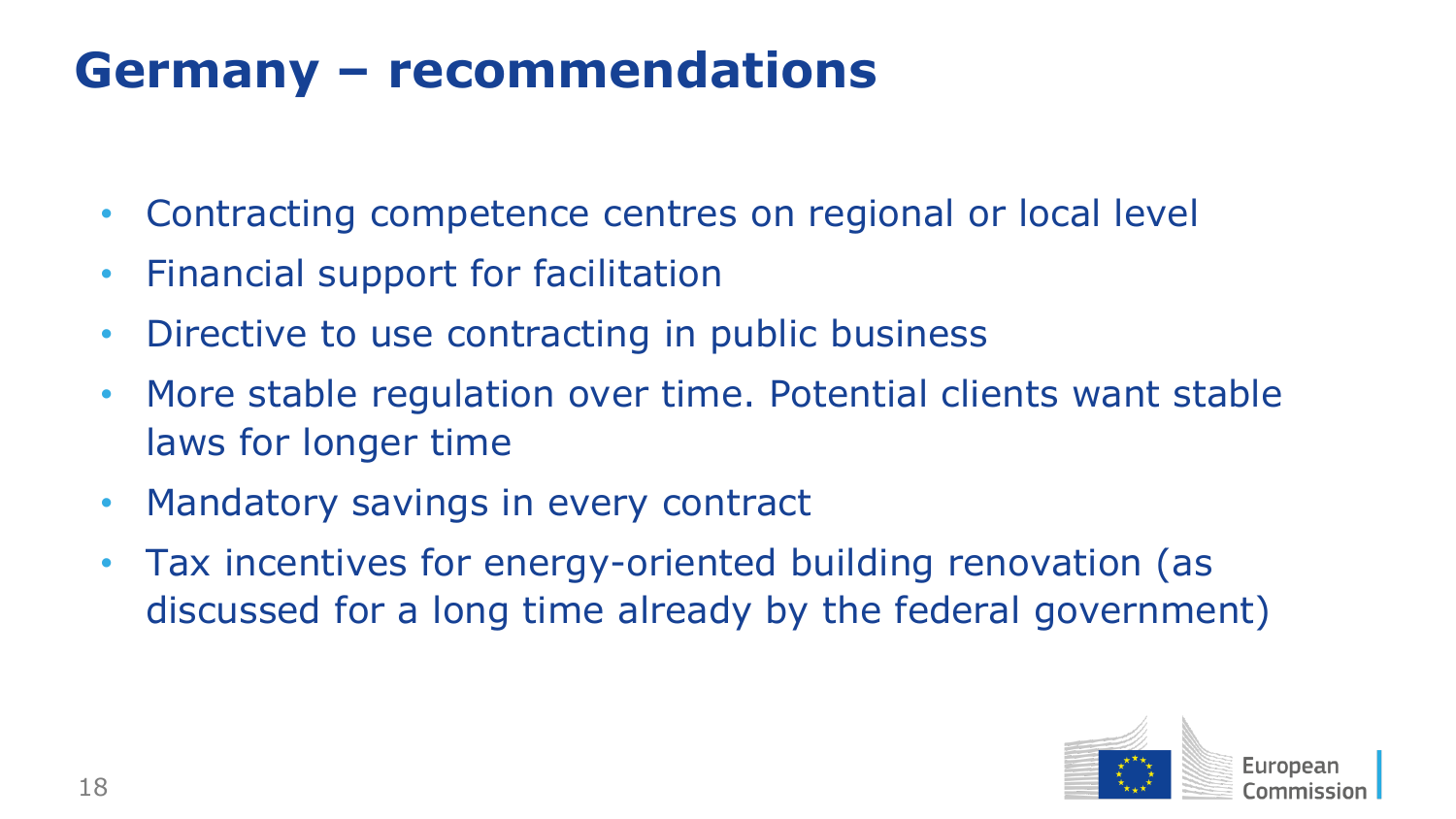# Germany – recommendations

- Contracting competence centres on regional or local level
- Financial support for facilitation
- Directive to use contracting in public business
- More stable regulation over time. Potential clients want stable laws for longer time
- Mandatory savings in every contract
- Tax incentives for energy-oriented building renovation (as discussed for a long time already by the federal government)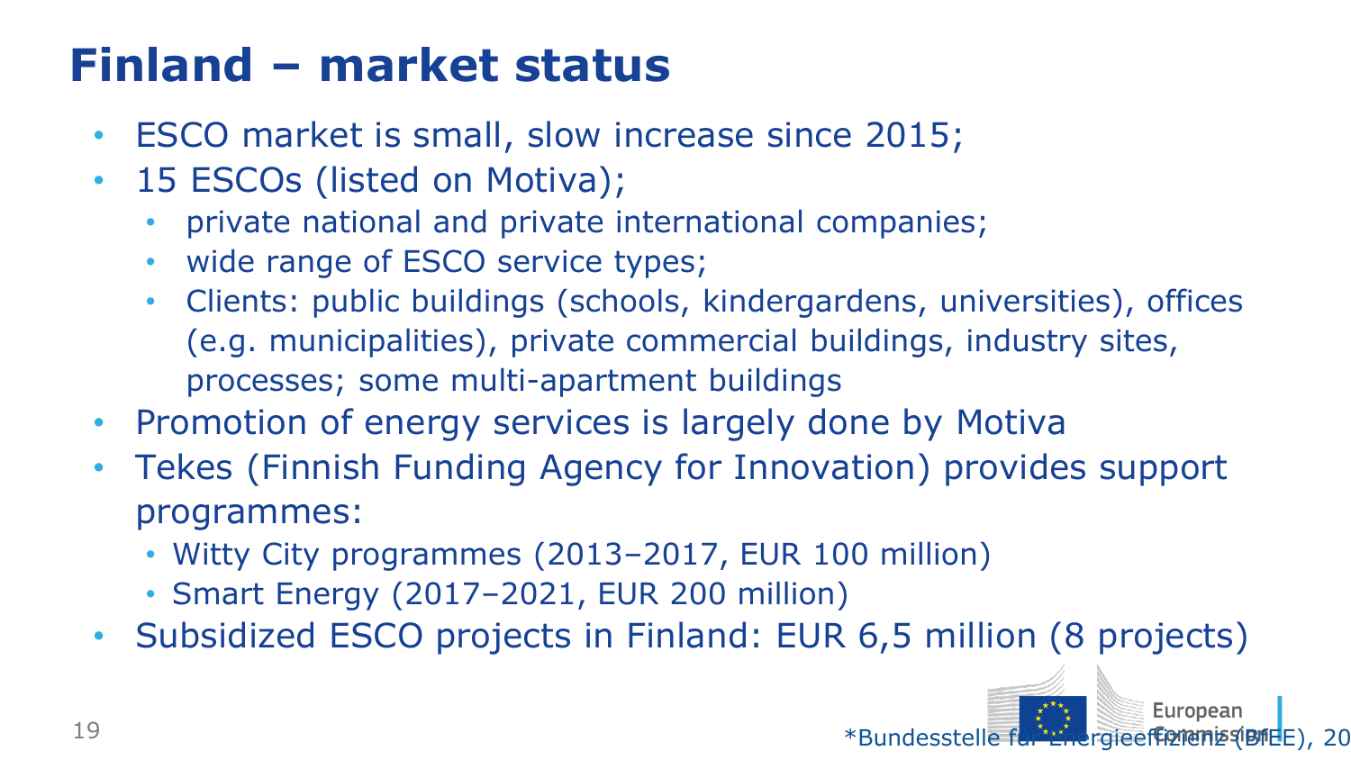# Finland – market status

- ESCO market is small, slow increase since 2015;
- 15 ESCOs (listed on Motiva);
  - private national and private international companies;
  - wide range of ESCO service types;
  - Clients: public buildings (schools, kindergardens, universities), offices (e.g. municipalities), private commercial buildings, industry sites, processes; some multi-apartment buildings
- Promotion of energy services is largely done by Motiva
- Tekes (Finnish Funding Agency for Innovation) provides support programmes:
  - Witty City programmes (2013–2017, EUR 100 million)
  - Smart Energy (2017–2021, EUR 200 million)
- Subsidized ESCO projects in Finland: EUR 6,5 million (8 projects)

*Bundesstelle für Energieeffizienz (BfEE), 20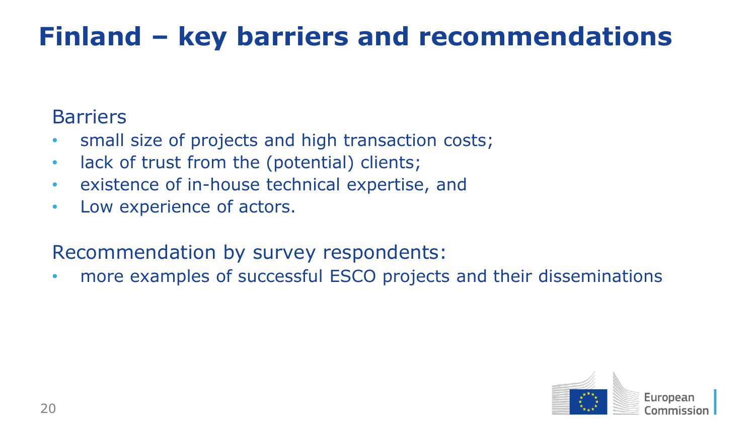# Finland – key barriers and recommendations

Barriers

- small size of projects and high transaction costs;
- lack of trust from the (potential) clients;
- existence of in-house technical expertise, and
- Low experience of actors.

Recommendation by survey respondents:

- more examples of successful ESCO projects and their disseminations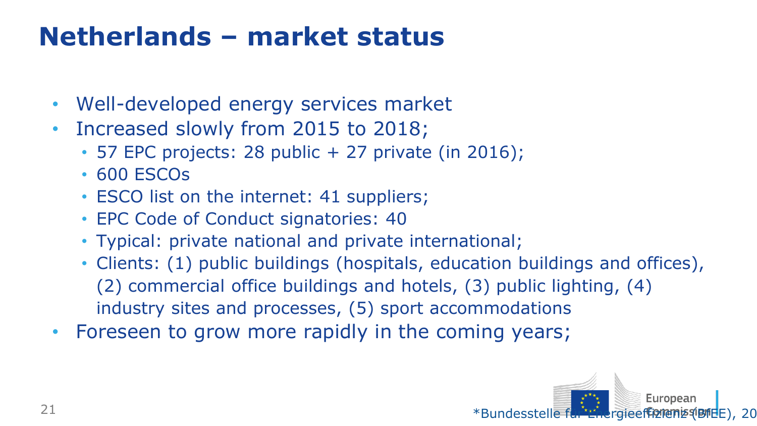# Netherlands – market status

- Well-developed energy services market
- Increased slowly from 2015 to 2018;
  - 57 EPC projects: 28 public + 27 private (in 2016);
  - 600 ESCOs
  - ESCO list on the internet: 41 suppliers;
  - EPC Code of Conduct signatories: 40
  - Typical: private national and private international;
  - Clients: (1) public buildings (hospitals, education buildings and offices), (2) commercial office buildings and hotels, (3) public lighting, (4) industry sites and processes, (5) sport accommodations
- Foreseen to grow more rapidly in the coming years;

*Bundesstelle für Energieeffizienz (BfEE), 20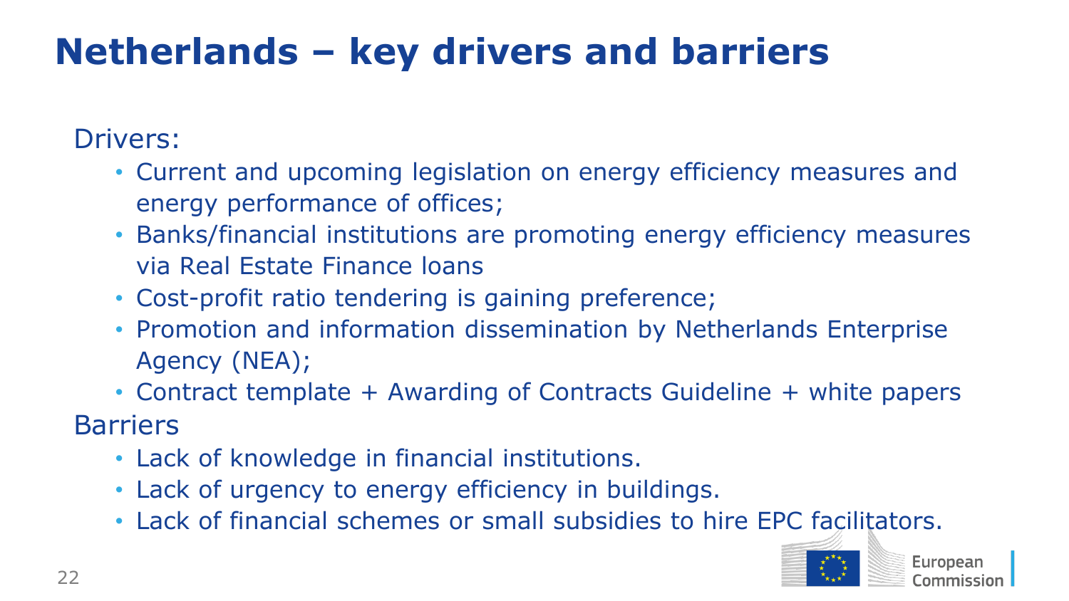# Netherlands – key drivers and barriers

Drivers:

- Current and upcoming legislation on energy efficiency measures and energy performance of offices;
- Banks/financial institutions are promoting energy efficiency measures via Real Estate Finance loans
- Cost-profit ratio tendering is gaining preference;
- Promotion and information dissemination by Netherlands Enterprise Agency (NEA);
- Contract template + Awarding of Contracts Guideline + white papers

Barriers

- Lack of knowledge in financial institutions.
- Lack of urgency to energy efficiency in buildings.
- Lack of financial schemes or small subsidies to hire EPC facilitators.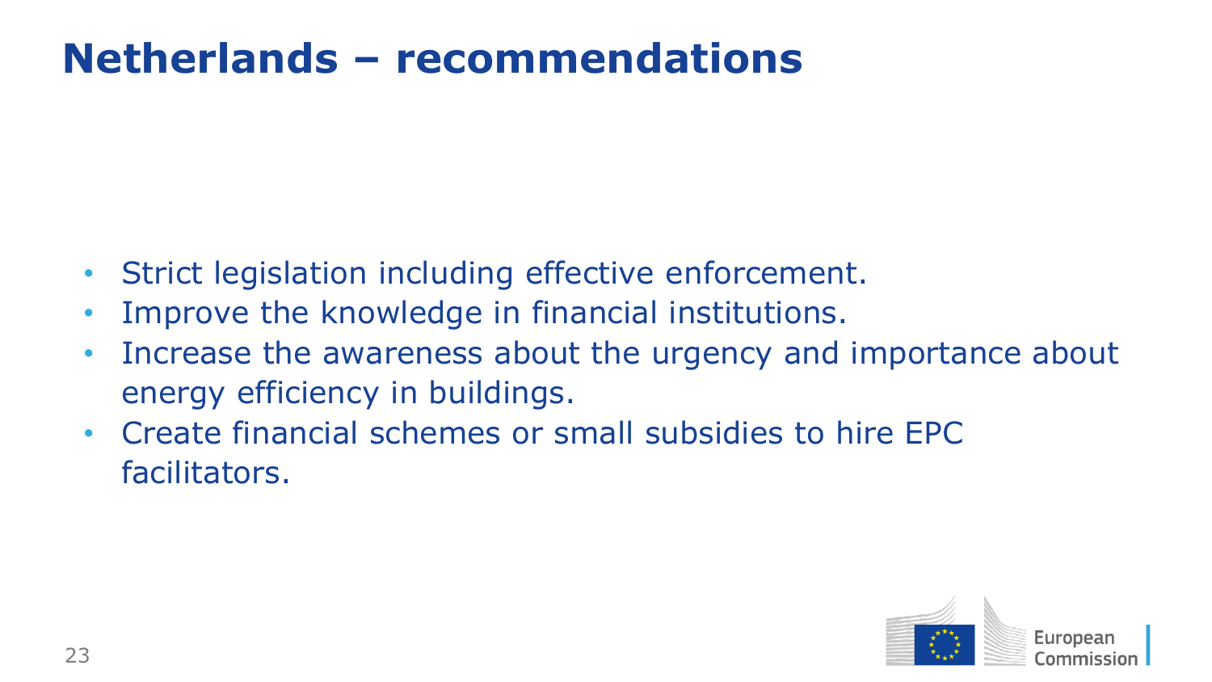# Netherlands – recommendations

- Strict legislation including effective enforcement.
- Improve the knowledge in financial institutions.
- Increase the awareness about the urgency and importance about energy efficiency in buildings.
- Create financial schemes or small subsidies to hire EPC facilitators.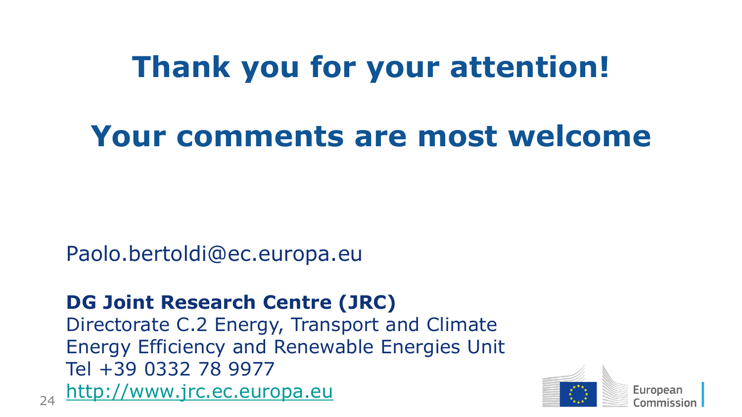# Thank you for your attention!

# Your comments are most welcome

Paolo.bertoldi@ec.europa.eu

**DG Joint Research Centre (JRC)**
Directorate C.2 Energy, Transport and Climate
Energy Efficiency and Renewable Energies Unit
Tel +39 0332 78 9977
http://www.jrc.ec.europa.eu

European Commission